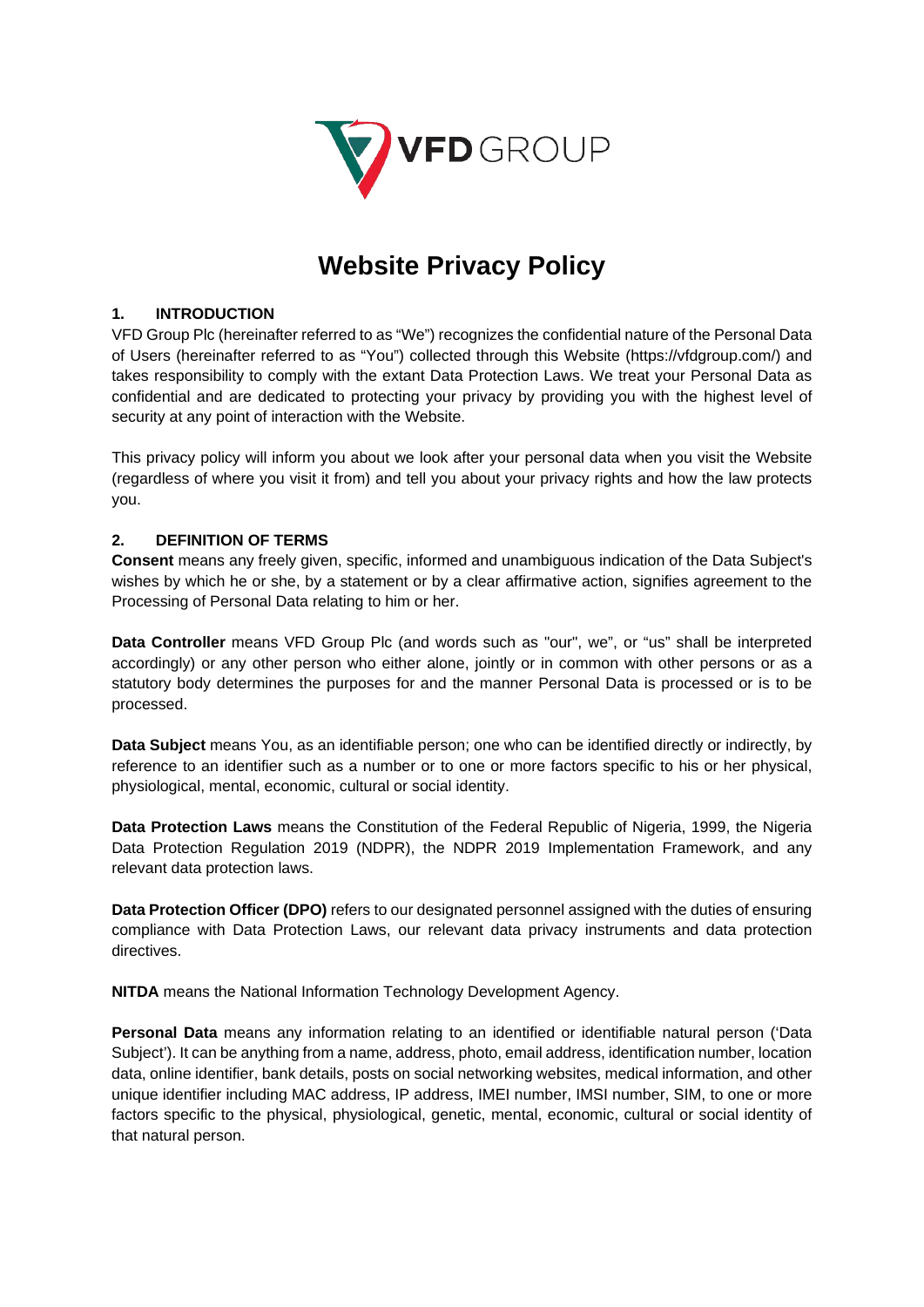# Website Privacy Policy

## 1. INTRODUCTION

VFD Group Plc (hereinafter referred to as "We") recognizes the confidential nature of the Personal Data of Users (hereinafter referred to as "You") collected through this Website (https://vfdgroup.com/) and takes responsibility to comply with the extant Data Protection Laws. We treat your Personal Data as confidential and are dedicated to protecting your privacy by providing you with the highest level of security at any point of interaction with the Website.

This privacy policy will inform you about we look after your personal data when you visit the Website (regardless of where you visit it from) and tell you about your privacy rights and how the law protects you.

## 2. DEFINITION OF TERMS

**Consent** means any freely given, specific, informed and unambiguous indication of the Data Subject's wishes by which he or she, by a statement or by a clear affirmative action, signifies agreement to the Processing of Personal Data relating to him or her.

**Data Controller** means VFD Group Plc (and words such as "our", we", or "us" shall be interpreted accordingly) or any other person who either alone, jointly or in common with other persons or as a statutory body determines the purposes for and the manner Personal Data is processed or is to be processed.

**Data Subject** means You, as an identifiable person; one who can be identified directly or indirectly, by reference to an identifier such as a number or to one or more factors specific to his or her physical, physiological, mental, economic, cultural or social identity.

**Data Protection Laws** means the Constitution of the Federal Republic of Nigeria, 1999, the Nigeria Data Protection Regulation 2019 (NDPR), the NDPR 2019 Implementation Framework, and any relevant data protection laws.

**Data Protection Officer (DPO)** refers to our designated personnel assigned with the duties of ensuring compliance with Data Protection Laws, our relevant data privacy instruments and data protection directives.

**NITDA** means the National Information Technology Development Agency.

**Personal Data** means any information relating to an identified or identifiable natural person ('Data Subject'). It can be anything from a name, address, photo, email address, identification number, location data, online identifier, bank details, posts on social networking websites, medical information, and other unique identifier including MAC address, IP address, IMEI number, IMSI number, SIM, to one or more factors specific to the physical, physiological, genetic, mental, economic, cultural or social identity of that natural person.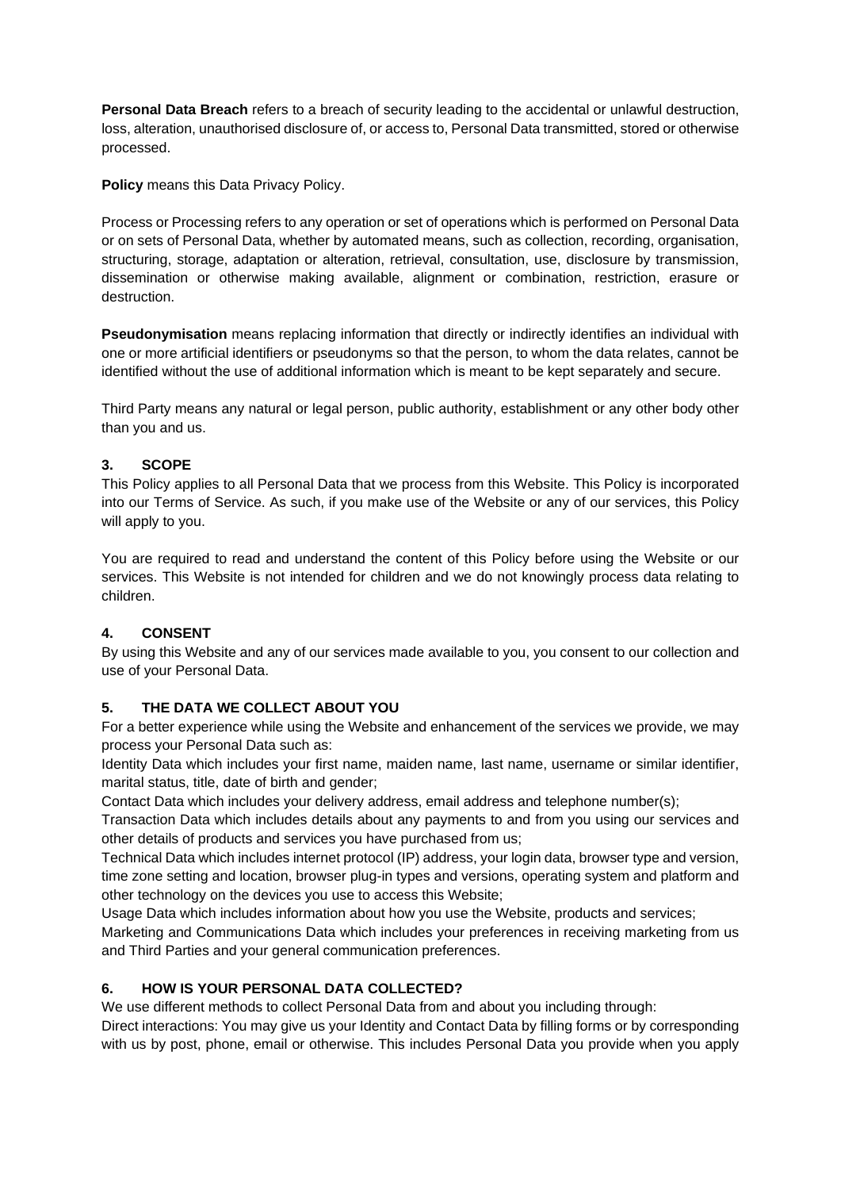**Personal Data Breach** refers to a breach of security leading to the accidental or unlawful destruction, loss, alteration, unauthorised disclosure of, or access to, Personal Data transmitted, stored or otherwise processed.

**Policy** means this Data Privacy Policy.

Process or Processing refers to any operation or set of operations which is performed on Personal Data or on sets of Personal Data, whether by automated means, such as collection, recording, organisation, structuring, storage, adaptation or alteration, retrieval, consultation, use, disclosure by transmission, dissemination or otherwise making available, alignment or combination, restriction, erasure or destruction.

**Pseudonymisation** means replacing information that directly or indirectly identifies an individual with one or more artificial identifiers or pseudonyms so that the person, to whom the data relates, cannot be identified without the use of additional information which is meant to be kept separately and secure.

Third Party means any natural or legal person, public authority, establishment or any other body other than you and us.

## 3. SCOPE

This Policy applies to all Personal Data that we process from this Website. This Policy is incorporated into our Terms of Service. As such, if you make use of the Website or any of our services, this Policy will apply to you.

You are required to read and understand the content of this Policy before using the Website or our services. This Website is not intended for children and we do not knowingly process data relating to children.

## 4. CONSENT

By using this Website and any of our services made available to you, you consent to our collection and use of your Personal Data.

## 5. THE DATA WE COLLECT ABOUT YOU

For a better experience while using the Website and enhancement of the services we provide, we may process your Personal Data such as:

Identity Data which includes your first name, maiden name, last name, username or similar identifier, marital status, title, date of birth and gender;

Contact Data which includes your delivery address, email address and telephone number(s);

Transaction Data which includes details about any payments to and from you using our services and other details of products and services you have purchased from us;

Technical Data which includes internet protocol (IP) address, your login data, browser type and version, time zone setting and location, browser plug-in types and versions, operating system and platform and other technology on the devices you use to access this Website;

Usage Data which includes information about how you use the Website, products and services;

Marketing and Communications Data which includes your preferences in receiving marketing from us and Third Parties and your general communication preferences.

## 6. HOW IS YOUR PERSONAL DATA COLLECTED?

We use different methods to collect Personal Data from and about you including through:

Direct interactions: You may give us your Identity and Contact Data by filling forms or by corresponding with us by post, phone, email or otherwise. This includes Personal Data you provide when you apply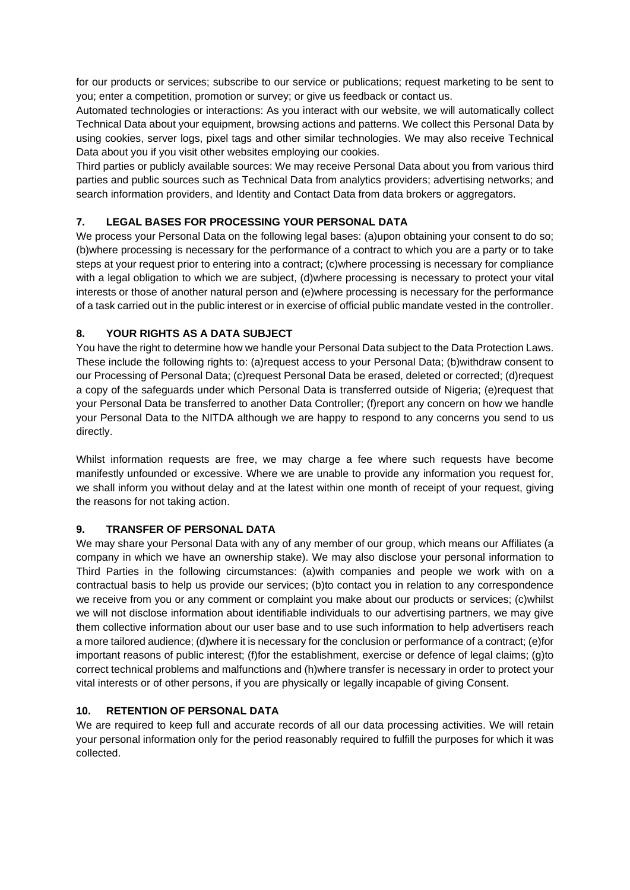for our products or services; subscribe to our service or publications; request marketing to be sent to you; enter a competition, promotion or survey; or give us feedback or contact us.

Automated technologies or interactions: As you interact with our website, we will automatically collect Technical Data about your equipment, browsing actions and patterns. We collect this Personal Data by using cookies, server logs, pixel tags and other similar technologies. We may also receive Technical Data about you if you visit other websites employing our cookies.

Third parties or publicly available sources: We may receive Personal Data about you from various third parties and public sources such as Technical Data from analytics providers; advertising networks; and search information providers, and Identity and Contact Data from data brokers or aggregators.

## 7. LEGAL BASES FOR PROCESSING YOUR PERSONAL DATA

We process your Personal Data on the following legal bases: (a)upon obtaining your consent to do so; (b)where processing is necessary for the performance of a contract to which you are a party or to take steps at your request prior to entering into a contract; (c)where processing is necessary for compliance with a legal obligation to which we are subject, (d)where processing is necessary to protect your vital interests or those of another natural person and (e)where processing is necessary for the performance of a task carried out in the public interest or in exercise of official public mandate vested in the controller.

## 8. YOUR RIGHTS AS A DATA SUBJECT

You have the right to determine how we handle your Personal Data subject to the Data Protection Laws. These include the following rights to: (a)request access to your Personal Data; (b)withdraw consent to our Processing of Personal Data; (c)request Personal Data be erased, deleted or corrected; (d)request a copy of the safeguards under which Personal Data is transferred outside of Nigeria; (e)request that your Personal Data be transferred to another Data Controller; (f)report any concern on how we handle your Personal Data to the NITDA although we are happy to respond to any concerns you send to us directly.

Whilst information requests are free, we may charge a fee where such requests have become manifestly unfounded or excessive. Where we are unable to provide any information you request for, we shall inform you without delay and at the latest within one month of receipt of your request, giving the reasons for not taking action.

## 9. TRANSFER OF PERSONAL DATA

We may share your Personal Data with any of any member of our group, which means our Affiliates (a company in which we have an ownership stake). We may also disclose your personal information to Third Parties in the following circumstances: (a)with companies and people we work with on a contractual basis to help us provide our services; (b)to contact you in relation to any correspondence we receive from you or any comment or complaint you make about our products or services; (c)whilst we will not disclose information about identifiable individuals to our advertising partners, we may give them collective information about our user base and to use such information to help advertisers reach a more tailored audience; (d)where it is necessary for the conclusion or performance of a contract; (e)for important reasons of public interest; (f)for the establishment, exercise or defence of legal claims; (g)to correct technical problems and malfunctions and (h)where transfer is necessary in order to protect your vital interests or of other persons, if you are physically or legally incapable of giving Consent.

## 10. RETENTION OF PERSONAL DATA

We are required to keep full and accurate records of all our data processing activities. We will retain your personal information only for the period reasonably required to fulfill the purposes for which it was collected.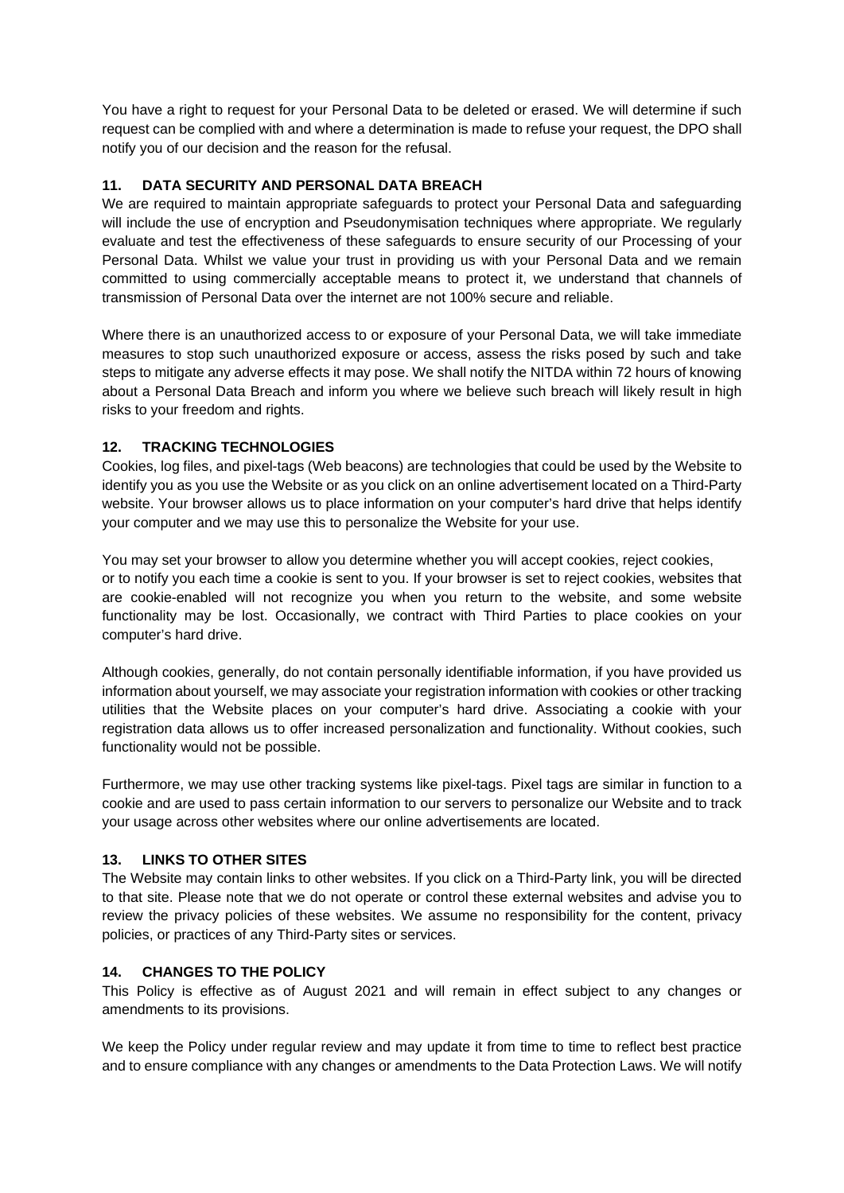You have a right to request for your Personal Data to be deleted or erased. We will determine if such request can be complied with and where a determination is made to refuse your request, the DPO shall notify you of our decision and the reason for the refusal.

## 11. DATA SECURITY AND PERSONAL DATA BREACH

We are required to maintain appropriate safeguards to protect your Personal Data and safeguarding will include the use of encryption and Pseudonymisation techniques where appropriate. We regularly evaluate and test the effectiveness of these safeguards to ensure security of our Processing of your Personal Data. Whilst we value your trust in providing us with your Personal Data and we remain committed to using commercially acceptable means to protect it, we understand that channels of transmission of Personal Data over the internet are not 100% secure and reliable.

Where there is an unauthorized access to or exposure of your Personal Data, we will take immediate measures to stop such unauthorized exposure or access, assess the risks posed by such and take steps to mitigate any adverse effects it may pose. We shall notify the NITDA within 72 hours of knowing about a Personal Data Breach and inform you where we believe such breach will likely result in high risks to your freedom and rights.

## 12. TRACKING TECHNOLOGIES

Cookies, log files, and pixel-tags (Web beacons) are technologies that could be used by the Website to identify you as you use the Website or as you click on an online advertisement located on a Third-Party website. Your browser allows us to place information on your computer's hard drive that helps identify your computer and we may use this to personalize the Website for your use.

You may set your browser to allow you determine whether you will accept cookies, reject cookies, or to notify you each time a cookie is sent to you. If your browser is set to reject cookies, websites that are cookie-enabled will not recognize you when you return to the website, and some website functionality may be lost. Occasionally, we contract with Third Parties to place cookies on your computer's hard drive.

Although cookies, generally, do not contain personally identifiable information, if you have provided us information about yourself, we may associate your registration information with cookies or other tracking utilities that the Website places on your computer's hard drive. Associating a cookie with your registration data allows us to offer increased personalization and functionality. Without cookies, such functionality would not be possible.

Furthermore, we may use other tracking systems like pixel-tags. Pixel tags are similar in function to a cookie and are used to pass certain information to our servers to personalize our Website and to track your usage across other websites where our online advertisements are located.

## 13. LINKS TO OTHER SITES

The Website may contain links to other websites. If you click on a Third-Party link, you will be directed to that site. Please note that we do not operate or control these external websites and advise you to review the privacy policies of these websites. We assume no responsibility for the content, privacy policies, or practices of any Third-Party sites or services.

## 14. CHANGES TO THE POLICY

This Policy is effective as of August 2021 and will remain in effect subject to any changes or amendments to its provisions.

We keep the Policy under regular review and may update it from time to time to reflect best practice and to ensure compliance with any changes or amendments to the Data Protection Laws. We will notify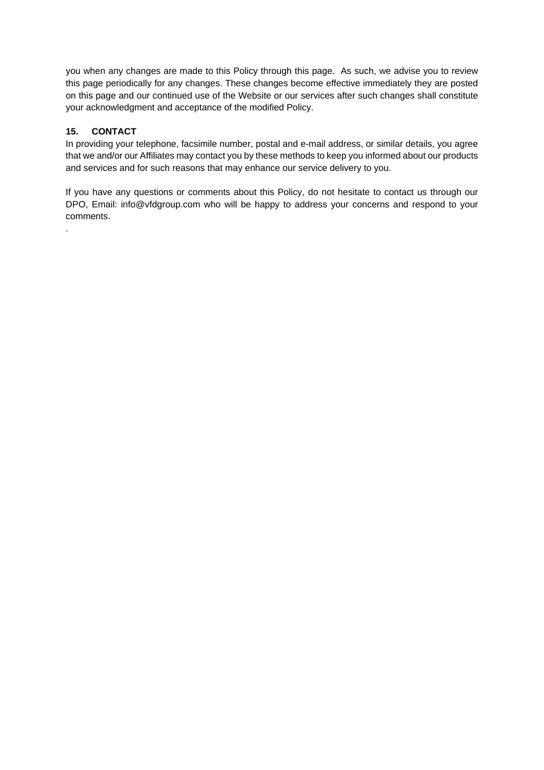you when any changes are made to this Policy through this page. As such, we advise you to review this page periodically for any changes. These changes become effective immediately they are posted on this page and our continued use of the Website or our services after such changes shall constitute your acknowledgment and acceptance of the modified Policy.

## 15. CONTACT

In providing your telephone, facsimile number, postal and e-mail address, or similar details, you agree that we and/or our Affiliates may contact you by these methods to keep you informed about our products and services and for such reasons that may enhance our service delivery to you.

If you have any questions or comments about this Policy, do not hesitate to contact us through our DPO, Email: info@vfdgroup.com who will be happy to address your concerns and respond to your comments.

.